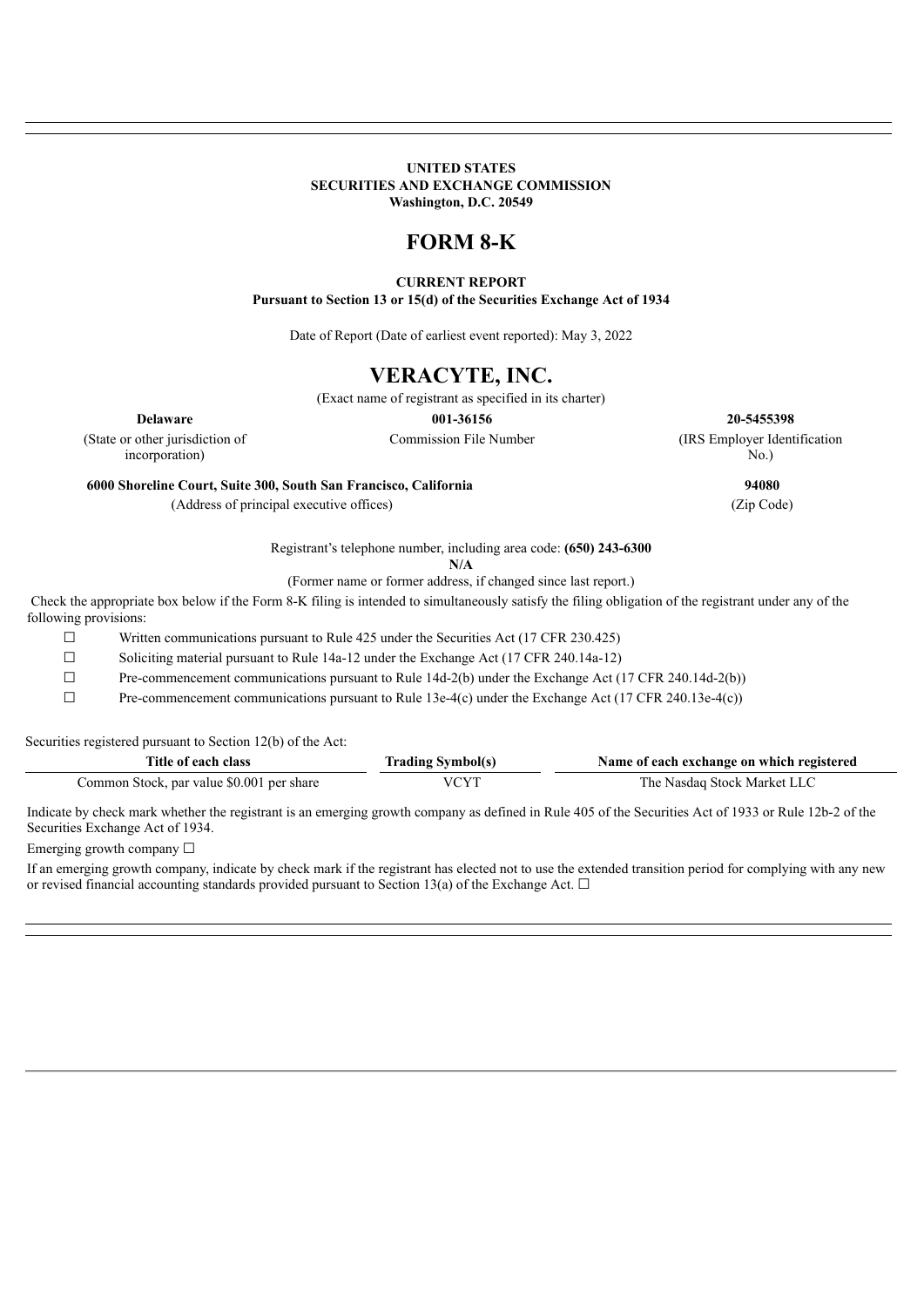**UNITED STATES**
**SECURITIES AND EXCHANGE COMMISSION**
**Washington, D.C. 20549**

# FORM 8-K

**CURRENT REPORT**
**Pursuant to Section 13 or 15(d) of the Securities Exchange Act of 1934**

Date of Report (Date of earliest event reported): May 3, 2022

# VERACYTE, INC.

(Exact name of registrant as specified in its charter)

| **Delaware** | **001-36156** | **20-5455398** |
|---|---|---|
| (State or other jurisdiction of incorporation) | Commission File Number | (IRS Employer Identification No.) |

| **6000 Shoreline Court, Suite 300, South San Francisco, California** | **94080** |
|---|---|
| (Address of principal executive offices) | (Zip Code) |

Registrant's telephone number, including area code: **(650) 243-6300**

**N/A**

(Former name or former address, if changed since last report.)

Check the appropriate box below if the Form 8-K filing is intended to simultaneously satisfy the filing obligation of the registrant under any of the following provisions:

☐ Written communications pursuant to Rule 425 under the Securities Act (17 CFR 230.425)

☐ Soliciting material pursuant to Rule 14a-12 under the Exchange Act (17 CFR 240.14a-12)

☐ Pre-commencement communications pursuant to Rule 14d-2(b) under the Exchange Act (17 CFR 240.14d-2(b))

☐ Pre-commencement communications pursuant to Rule 13e-4(c) under the Exchange Act (17 CFR 240.13e-4(c))

Securities registered pursuant to Section 12(b) of the Act:

| Title of each class | Trading Symbol(s) | Name of each exchange on which registered |
|---|---|---|
| Common Stock, par value $0.001 per share | VCYT | The Nasdaq Stock Market LLC |

Indicate by check mark whether the registrant is an emerging growth company as defined in Rule 405 of the Securities Act of 1933 or Rule 12b-2 of the Securities Exchange Act of 1934.

Emerging growth company ☐

If an emerging growth company, indicate by check mark if the registrant has elected not to use the extended transition period for complying with any new or revised financial accounting standards provided pursuant to Section 13(a) of the Exchange Act. ☐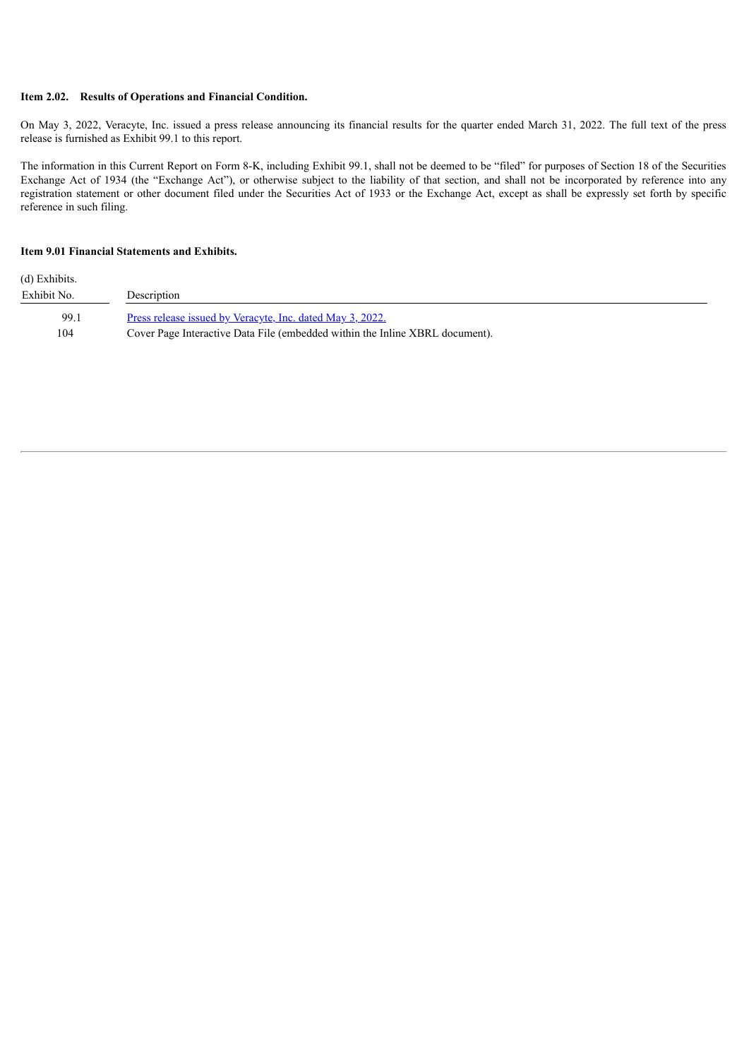**Item 2.02. Results of Operations and Financial Condition.**

On May 3, 2022, Veracyte, Inc. issued a press release announcing its financial results for the quarter ended March 31, 2022. The full text of the press release is furnished as Exhibit 99.1 to this report.

The information in this Current Report on Form 8-K, including Exhibit 99.1, shall not be deemed to be "filed" for purposes of Section 18 of the Securities Exchange Act of 1934 (the "Exchange Act"), or otherwise subject to the liability of that section, and shall not be incorporated by reference into any registration statement or other document filed under the Securities Act of 1933 or the Exchange Act, except as shall be expressly set forth by specific reference in such filing.

**Item 9.01 Financial Statements and Exhibits.**

(d) Exhibits.

| Exhibit No. | Description |
|---|---|
| 99.1 | Press release issued by Veracyte, Inc. dated May 3, 2022. |
| 104 | Cover Page Interactive Data File (embedded within the Inline XBRL document). |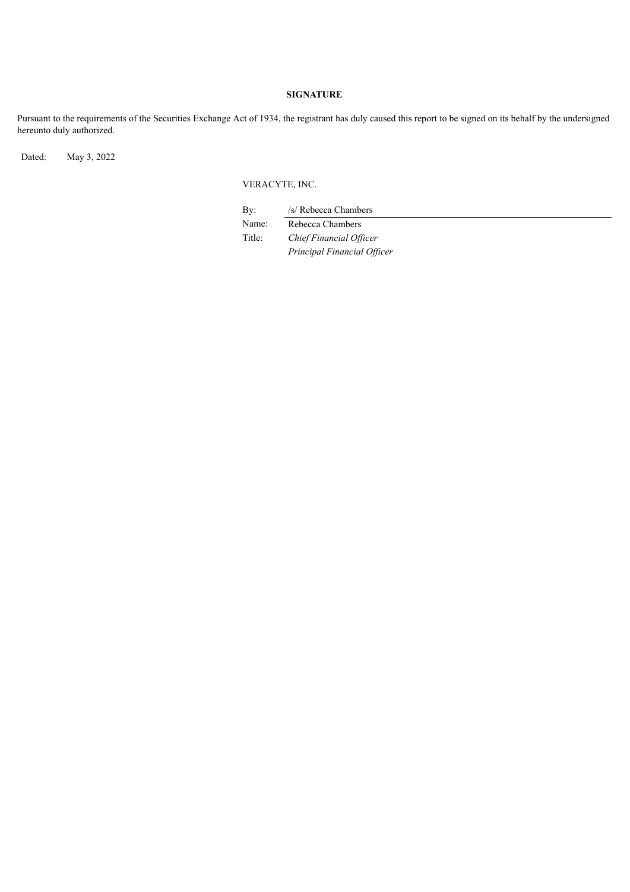## SIGNATURE

Pursuant to the requirements of the Securities Exchange Act of 1934, the registrant has duly caused this report to be signed on its behalf by the undersigned hereunto duly authorized.

Dated: May 3, 2022

VERACYTE, INC.

| | |
|---|---|
| By: | /s/ Rebecca Chambers |
| Name: | Rebecca Chambers |
| Title: | *Chief Financial Officer* |
| | *Principal Financial Officer* |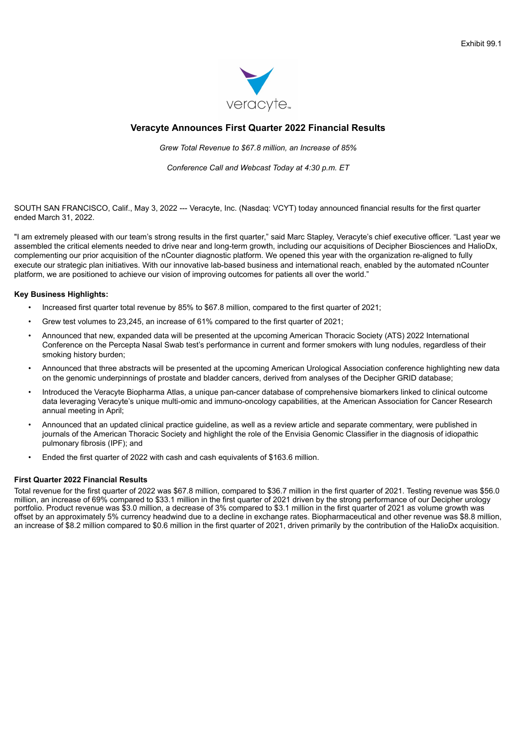Exhibit 99.1

# Veracyte Announces First Quarter 2022 Financial Results

*Grew Total Revenue to $67.8 million, an Increase of 85%*

*Conference Call and Webcast Today at 4:30 p.m. ET*

SOUTH SAN FRANCISCO, Calif., May 3, 2022 --- Veracyte, Inc. (Nasdaq: VCYT) today announced financial results for the first quarter ended March 31, 2022.

"I am extremely pleased with our team's strong results in the first quarter," said Marc Stapley, Veracyte's chief executive officer. "Last year we assembled the critical elements needed to drive near and long-term growth, including our acquisitions of Decipher Biosciences and HalioDx, complementing our prior acquisition of the nCounter diagnostic platform. We opened this year with the organization re-aligned to fully execute our strategic plan initiatives. With our innovative lab-based business and international reach, enabled by the automated nCounter platform, we are positioned to achieve our vision of improving outcomes for patients all over the world."

**Key Business Highlights:**

- Increased first quarter total revenue by 85% to $67.8 million, compared to the first quarter of 2021;
- Grew test volumes to 23,245, an increase of 61% compared to the first quarter of 2021;
- Announced that new, expanded data will be presented at the upcoming American Thoracic Society (ATS) 2022 International Conference on the Percepta Nasal Swab test's performance in current and former smokers with lung nodules, regardless of their smoking history burden;
- Announced that three abstracts will be presented at the upcoming American Urological Association conference highlighting new data on the genomic underpinnings of prostate and bladder cancers, derived from analyses of the Decipher GRID database;
- Introduced the Veracyte Biopharma Atlas, a unique pan-cancer database of comprehensive biomarkers linked to clinical outcome data leveraging Veracyte's unique multi-omic and immuno-oncology capabilities, at the American Association for Cancer Research annual meeting in April;
- Announced that an updated clinical practice guideline, as well as a review article and separate commentary, were published in journals of the American Thoracic Society and highlight the role of the Envisia Genomic Classifier in the diagnosis of idiopathic pulmonary fibrosis (IPF); and
- Ended the first quarter of 2022 with cash and cash equivalents of $163.6 million.

**First Quarter 2022 Financial Results**

Total revenue for the first quarter of 2022 was $67.8 million, compared to $36.7 million in the first quarter of 2021. Testing revenue was $56.0 million, an increase of 69% compared to $33.1 million in the first quarter of 2021 driven by the strong performance of our Decipher urology portfolio. Product revenue was $3.0 million, a decrease of 3% compared to $3.1 million in the first quarter of 2021 as volume growth was offset by an approximately 5% currency headwind due to a decline in exchange rates. Biopharmaceutical and other revenue was $8.8 million, an increase of $8.2 million compared to $0.6 million in the first quarter of 2021, driven primarily by the contribution of the HalioDx acquisition.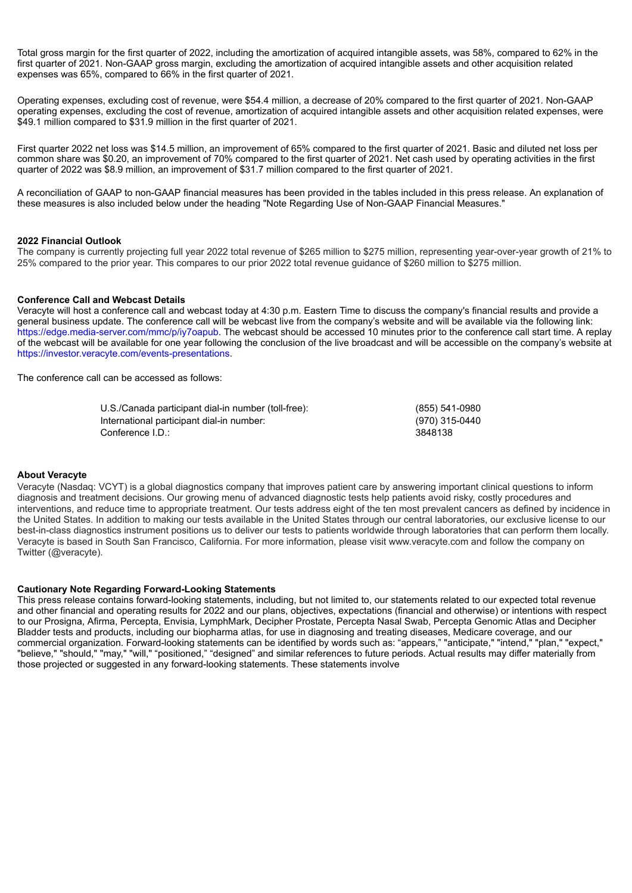Total gross margin for the first quarter of 2022, including the amortization of acquired intangible assets, was 58%, compared to 62% in the first quarter of 2021. Non-GAAP gross margin, excluding the amortization of acquired intangible assets and other acquisition related expenses was 65%, compared to 66% in the first quarter of 2021.

Operating expenses, excluding cost of revenue, were $54.4 million, a decrease of 20% compared to the first quarter of 2021. Non-GAAP operating expenses, excluding the cost of revenue, amortization of acquired intangible assets and other acquisition related expenses, were $49.1 million compared to $31.9 million in the first quarter of 2021.

First quarter 2022 net loss was $14.5 million, an improvement of 65% compared to the first quarter of 2021. Basic and diluted net loss per common share was $0.20, an improvement of 70% compared to the first quarter of 2021. Net cash used by operating activities in the first quarter of 2022 was $8.9 million, an improvement of $31.7 million compared to the first quarter of 2021.

A reconciliation of GAAP to non-GAAP financial measures has been provided in the tables included in this press release. An explanation of these measures is also included below under the heading "Note Regarding Use of Non-GAAP Financial Measures."

**2022 Financial Outlook**

The company is currently projecting full year 2022 total revenue of $265 million to $275 million, representing year-over-year growth of 21% to 25% compared to the prior year. This compares to our prior 2022 total revenue guidance of $260 million to $275 million.

**Conference Call and Webcast Details**

Veracyte will host a conference call and webcast today at 4:30 p.m. Eastern Time to discuss the company's financial results and provide a general business update. The conference call will be webcast live from the company's website and will be available via the following link: https://edge.media-server.com/mmc/p/iy7oapub. The webcast should be accessed 10 minutes prior to the conference call start time. A replay of the webcast will be available for one year following the conclusion of the live broadcast and will be accessible on the company's website at https://investor.veracyte.com/events-presentations.

The conference call can be accessed as follows:

| | |
|---|---|
| U.S./Canada participant dial-in number (toll-free): | (855) 541-0980 |
| International participant dial-in number: | (970) 315-0440 |
| Conference I.D.: | 3848138 |

**About Veracyte**

Veracyte (Nasdaq: VCYT) is a global diagnostics company that improves patient care by answering important clinical questions to inform diagnosis and treatment decisions. Our growing menu of advanced diagnostic tests help patients avoid risky, costly procedures and interventions, and reduce time to appropriate treatment. Our tests address eight of the ten most prevalent cancers as defined by incidence in the United States. In addition to making our tests available in the United States through our central laboratories, our exclusive license to our best-in-class diagnostics instrument positions us to deliver our tests to patients worldwide through laboratories that can perform them locally. Veracyte is based in South San Francisco, California. For more information, please visit www.veracyte.com and follow the company on Twitter (@veracyte).

**Cautionary Note Regarding Forward-Looking Statements**

This press release contains forward-looking statements, including, but not limited to, our statements related to our expected total revenue and other financial and operating results for 2022 and our plans, objectives, expectations (financial and otherwise) or intentions with respect to our Prosigna, Afirma, Percepta, Envisia, LymphMark, Decipher Prostate, Percepta Nasal Swab, Percepta Genomic Atlas and Decipher Bladder tests and products, including our biopharma atlas, for use in diagnosing and treating diseases, Medicare coverage, and our commercial organization. Forward-looking statements can be identified by words such as: "appears," "anticipate," "intend," "plan," "expect," "believe," "should," "may," "will," "positioned," "designed" and similar references to future periods. Actual results may differ materially from those projected or suggested in any forward-looking statements. These statements involve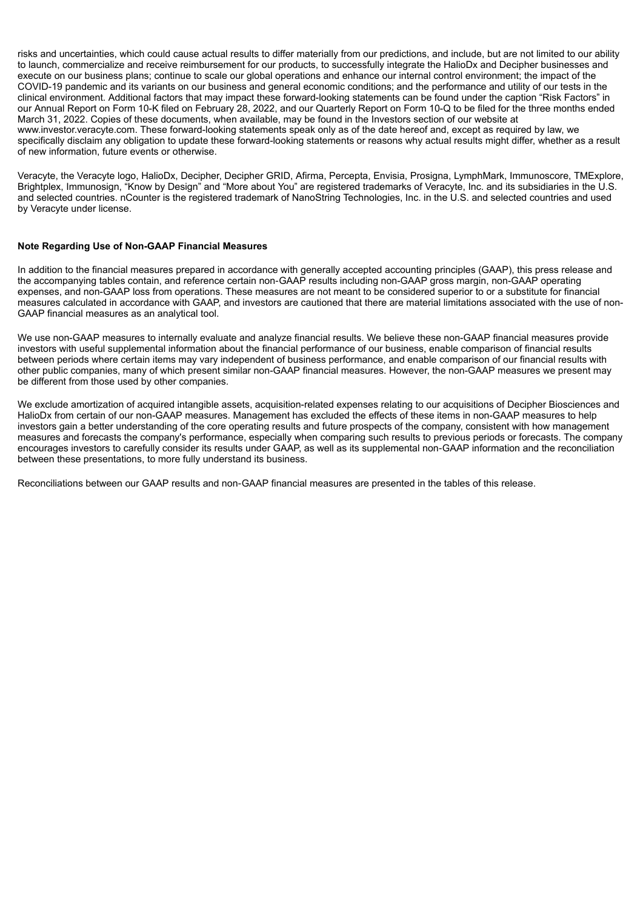risks and uncertainties, which could cause actual results to differ materially from our predictions, and include, but are not limited to our ability to launch, commercialize and receive reimbursement for our products, to successfully integrate the HalioDx and Decipher businesses and execute on our business plans; continue to scale our global operations and enhance our internal control environment; the impact of the COVID-19 pandemic and its variants on our business and general economic conditions; and the performance and utility of our tests in the clinical environment. Additional factors that may impact these forward-looking statements can be found under the caption "Risk Factors" in our Annual Report on Form 10-K filed on February 28, 2022, and our Quarterly Report on Form 10-Q to be filed for the three months ended March 31, 2022. Copies of these documents, when available, may be found in the Investors section of our website at www.investor.veracyte.com. These forward-looking statements speak only as of the date hereof and, except as required by law, we specifically disclaim any obligation to update these forward-looking statements or reasons why actual results might differ, whether as a result of new information, future events or otherwise.

Veracyte, the Veracyte logo, HalioDx, Decipher, Decipher GRID, Afirma, Percepta, Envisia, Prosigna, LymphMark, Immunoscore, TMExplore, Brightplex, Immunosign, "Know by Design" and "More about You" are registered trademarks of Veracyte, Inc. and its subsidiaries in the U.S. and selected countries. nCounter is the registered trademark of NanoString Technologies, Inc. in the U.S. and selected countries and used by Veracyte under license.

**Note Regarding Use of Non-GAAP Financial Measures**

In addition to the financial measures prepared in accordance with generally accepted accounting principles (GAAP), this press release and the accompanying tables contain, and reference certain non-GAAP results including non-GAAP gross margin, non-GAAP operating expenses, and non-GAAP loss from operations. These measures are not meant to be considered superior to or a substitute for financial measures calculated in accordance with GAAP, and investors are cautioned that there are material limitations associated with the use of non-GAAP financial measures as an analytical tool.

We use non-GAAP measures to internally evaluate and analyze financial results. We believe these non-GAAP financial measures provide investors with useful supplemental information about the financial performance of our business, enable comparison of financial results between periods where certain items may vary independent of business performance, and enable comparison of our financial results with other public companies, many of which present similar non-GAAP financial measures. However, the non-GAAP measures we present may be different from those used by other companies.

We exclude amortization of acquired intangible assets, acquisition-related expenses relating to our acquisitions of Decipher Biosciences and HalioDx from certain of our non-GAAP measures. Management has excluded the effects of these items in non-GAAP measures to help investors gain a better understanding of the core operating results and future prospects of the company, consistent with how management measures and forecasts the company's performance, especially when comparing such results to previous periods or forecasts. The company encourages investors to carefully consider its results under GAAP, as well as its supplemental non-GAAP information and the reconciliation between these presentations, to more fully understand its business.

Reconciliations between our GAAP results and non-GAAP financial measures are presented in the tables of this release.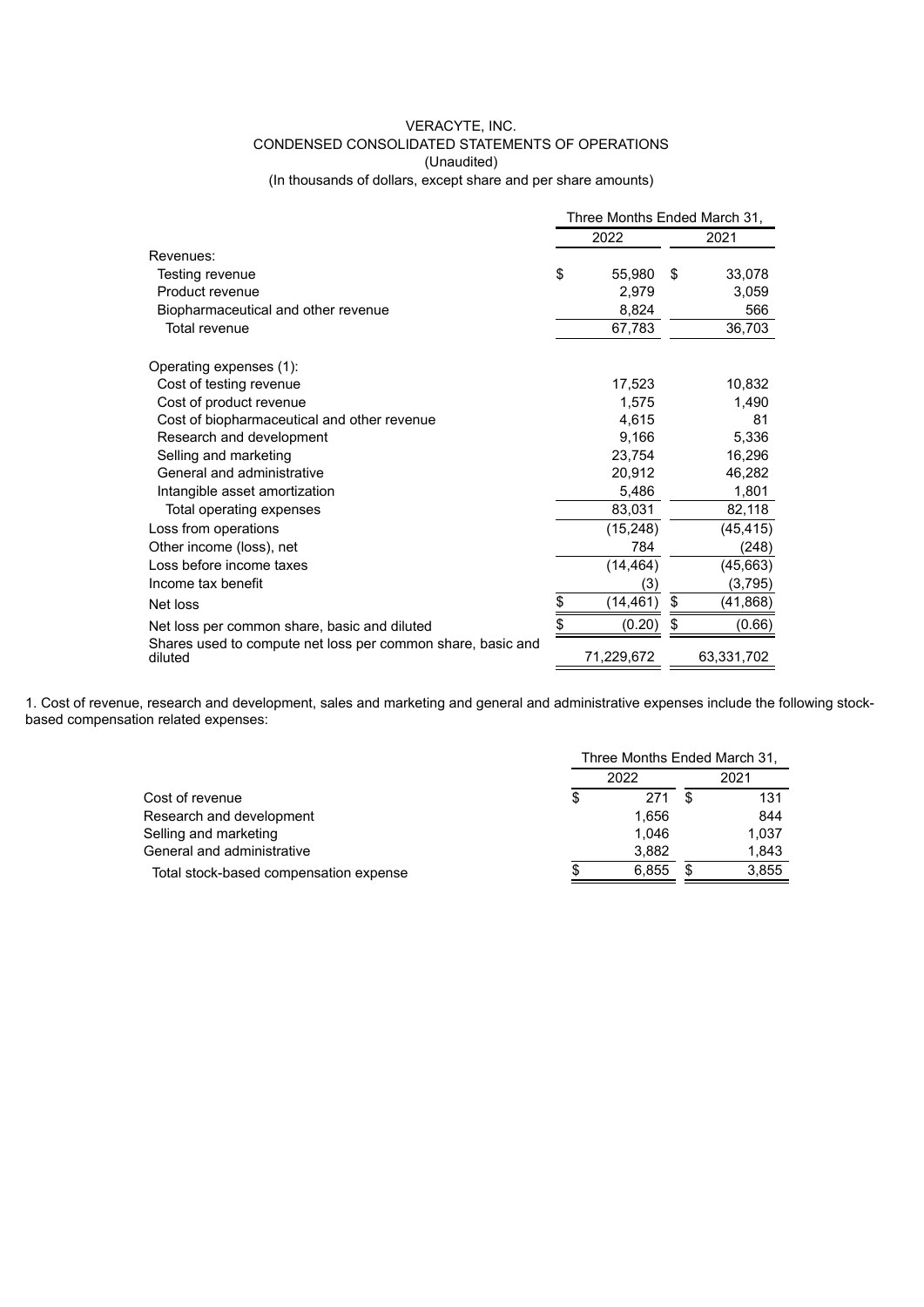# VERACYTE, INC.
## CONDENSED CONSOLIDATED STATEMENTS OF OPERATIONS
(Unaudited)
(In thousands of dollars, except share and per share amounts)

| | Three Months Ended March 31, | |
|---|---|---|
| | 2022 | 2021 |
| Revenues: | | |
| Testing revenue | $ 55,980 | $ 33,078 |
| Product revenue | 2,979 | 3,059 |
| Biopharmaceutical and other revenue | 8,824 | 566 |
| Total revenue | 67,783 | 36,703 |
| Operating expenses (1): | | |
| Cost of testing revenue | 17,523 | 10,832 |
| Cost of product revenue | 1,575 | 1,490 |
| Cost of biopharmaceutical and other revenue | 4,615 | 81 |
| Research and development | 9,166 | 5,336 |
| Selling and marketing | 23,754 | 16,296 |
| General and administrative | 20,912 | 46,282 |
| Intangible asset amortization | 5,486 | 1,801 |
| Total operating expenses | 83,031 | 82,118 |
| Loss from operations | (15,248) | (45,415) |
| Other income (loss), net | 784 | (248) |
| Loss before income taxes | (14,464) | (45,663) |
| Income tax benefit | (3) | (3,795) |
| Net loss | $ (14,461) | $ (41,868) |
| Net loss per common share, basic and diluted | $ (0.20) | $ (0.66) |
| Shares used to compute net loss per common share, basic and diluted | 71,229,672 | 63,331,702 |

1. Cost of revenue, research and development, sales and marketing and general and administrative expenses include the following stock-based compensation related expenses:

| | Three Months Ended March 31, | |
|---|---|---|
| | 2022 | 2021 |
| Cost of revenue | $ 271 | $ 131 |
| Research and development | 1,656 | 844 |
| Selling and marketing | 1,046 | 1,037 |
| General and administrative | 3,882 | 1,843 |
| Total stock-based compensation expense | $ 6,855 | $ 3,855 |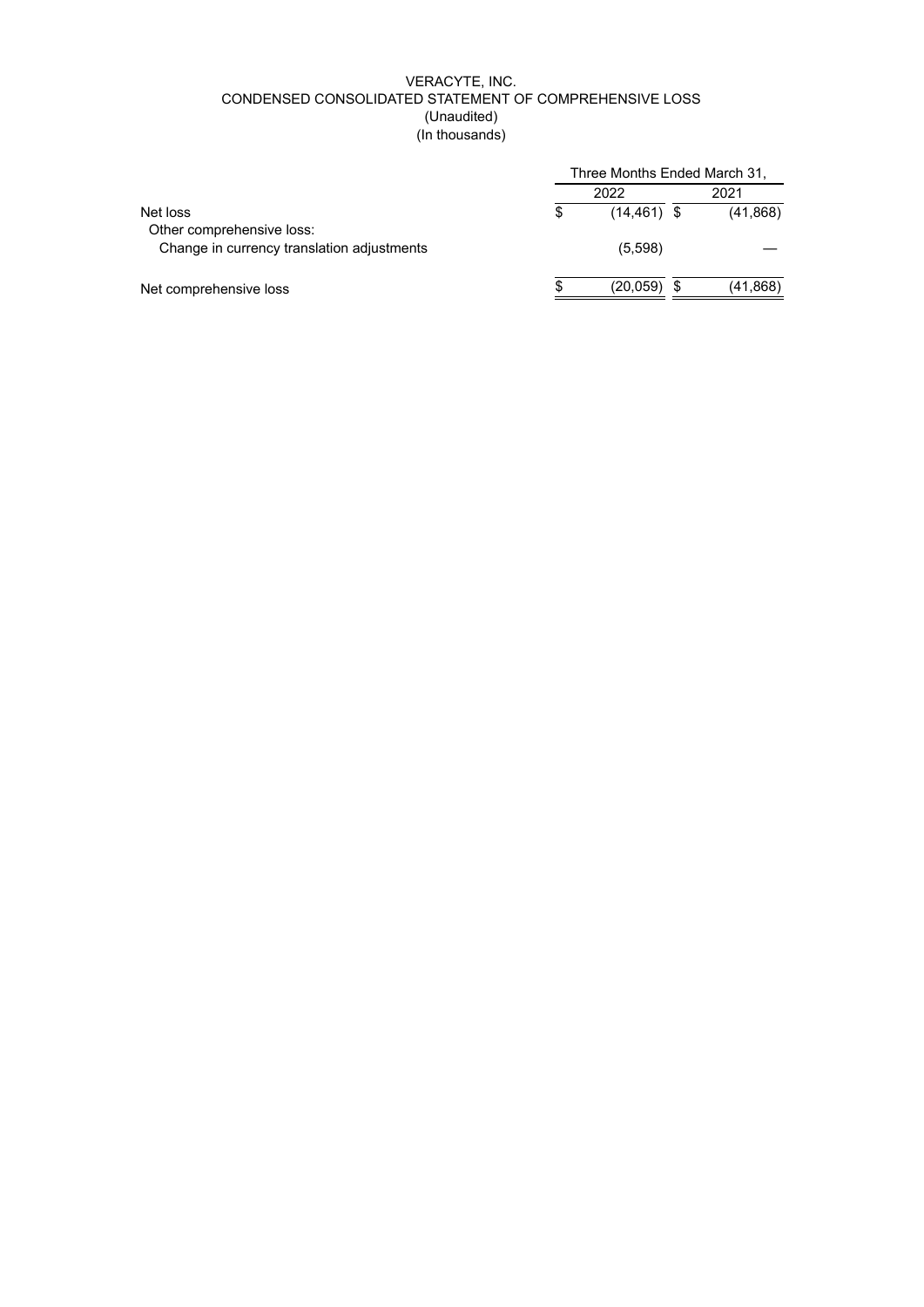VERACYTE, INC.
CONDENSED CONSOLIDATED STATEMENT OF COMPREHENSIVE LOSS
(Unaudited)
(In thousands)

| | Three Months Ended March 31, | |
|---|---|---|
| | 2022 | 2021 |
| Net loss | $ (14,461) | $ (41,868) |
| Other comprehensive loss: | | |
| Change in currency translation adjustments | (5,598) | — |
| Net comprehensive loss | $ (20,059) | $ (41,868) |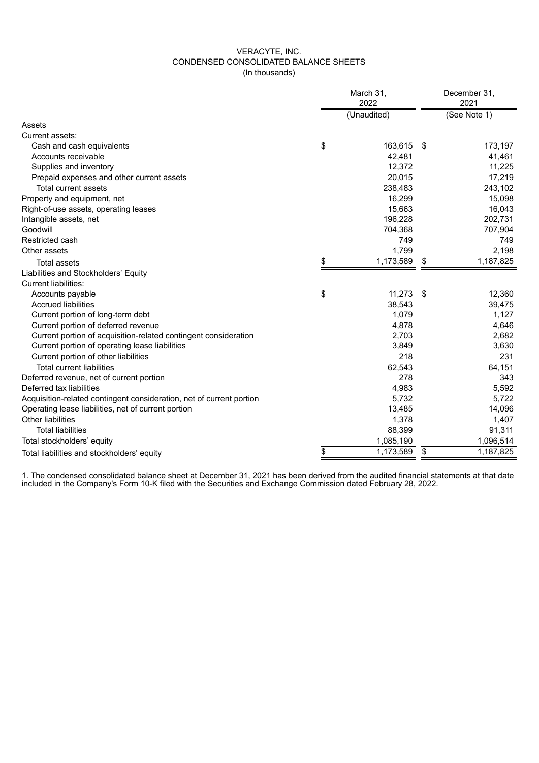# VERACYTE, INC.
## CONDENSED CONSOLIDATED BALANCE SHEETS
(In thousands)

| | March 31, 2022 | December 31, 2021 |
|---|---|---|
| | (Unaudited) | (See Note 1) |
| **Assets** | | |
| Current assets: | | |
| Cash and cash equivalents | $ 163,615 | $ 173,197 |
| Accounts receivable | 42,481 | 41,461 |
| Supplies and inventory | 12,372 | 11,225 |
| Prepaid expenses and other current assets | 20,015 | 17,219 |
| Total current assets | 238,483 | 243,102 |
| Property and equipment, net | 16,299 | 15,098 |
| Right-of-use assets, operating leases | 15,663 | 16,043 |
| Intangible assets, net | 196,228 | 202,731 |
| Goodwill | 704,368 | 707,904 |
| Restricted cash | 749 | 749 |
| Other assets | 1,799 | 2,198 |
| Total assets | $ 1,173,589 | $ 1,187,825 |
| **Liabilities and Stockholders' Equity** | | |
| Current liabilities: | | |
| Accounts payable | $ 11,273 | $ 12,360 |
| Accrued liabilities | 38,543 | 39,475 |
| Current portion of long-term debt | 1,079 | 1,127 |
| Current portion of deferred revenue | 4,878 | 4,646 |
| Current portion of acquisition-related contingent consideration | 2,703 | 2,682 |
| Current portion of operating lease liabilities | 3,849 | 3,630 |
| Current portion of other liabilities | 218 | 231 |
| Total current liabilities | 62,543 | 64,151 |
| Deferred revenue, net of current portion | 278 | 343 |
| Deferred tax liabilities | 4,983 | 5,592 |
| Acquisition-related contingent consideration, net of current portion | 5,732 | 5,722 |
| Operating lease liabilities, net of current portion | 13,485 | 14,096 |
| Other liabilities | 1,378 | 1,407 |
| Total liabilities | 88,399 | 91,311 |
| Total stockholders' equity | 1,085,190 | 1,096,514 |
| Total liabilities and stockholders' equity | $ 1,173,589 | $ 1,187,825 |

1. The condensed consolidated balance sheet at December 31, 2021 has been derived from the audited financial statements at that date included in the Company's Form 10-K filed with the Securities and Exchange Commission dated February 28, 2022.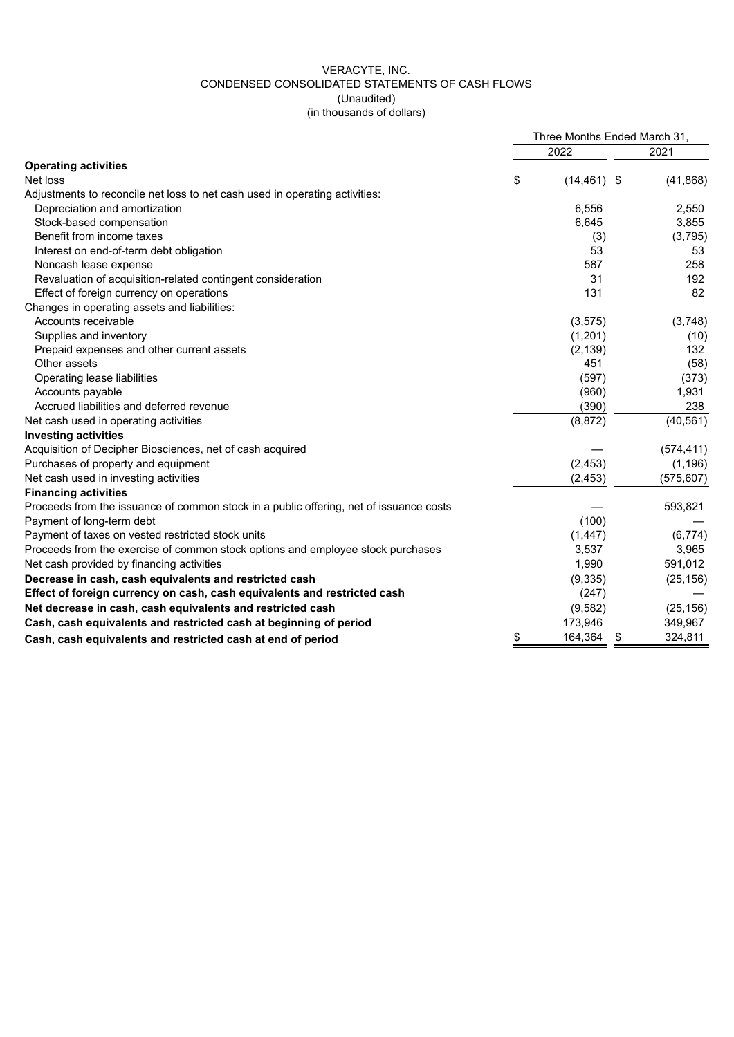VERACYTE, INC.
CONDENSED CONSOLIDATED STATEMENTS OF CASH FLOWS
(Unaudited)
(in thousands of dollars)

| | Three Months Ended March 31, | |
|---|---|---|
| | 2022 | 2021 |
| **Operating activities** | | |
| Net loss | $ (14,461) | $ (41,868) |
| Adjustments to reconcile net loss to net cash used in operating activities: | | |
| Depreciation and amortization | 6,556 | 2,550 |
| Stock-based compensation | 6,645 | 3,855 |
| Benefit from income taxes | (3) | (3,795) |
| Interest on end-of-term debt obligation | 53 | 53 |
| Noncash lease expense | 587 | 258 |
| Revaluation of acquisition-related contingent consideration | 31 | 192 |
| Effect of foreign currency on operations | 131 | 82 |
| Changes in operating assets and liabilities: | | |
| Accounts receivable | (3,575) | (3,748) |
| Supplies and inventory | (1,201) | (10) |
| Prepaid expenses and other current assets | (2,139) | 132 |
| Other assets | 451 | (58) |
| Operating lease liabilities | (597) | (373) |
| Accounts payable | (960) | 1,931 |
| Accrued liabilities and deferred revenue | (390) | 238 |
| Net cash used in operating activities | (8,872) | (40,561) |
| **Investing activities** | | |
| Acquisition of Decipher Biosciences, net of cash acquired | — | (574,411) |
| Purchases of property and equipment | (2,453) | (1,196) |
| Net cash used in investing activities | (2,453) | (575,607) |
| **Financing activities** | | |
| Proceeds from the issuance of common stock in a public offering, net of issuance costs | — | 593,821 |
| Payment of long-term debt | (100) | — |
| Payment of taxes on vested restricted stock units | (1,447) | (6,774) |
| Proceeds from the exercise of common stock options and employee stock purchases | 3,537 | 3,965 |
| Net cash provided by financing activities | 1,990 | 591,012 |
| **Decrease in cash, cash equivalents and restricted cash** | (9,335) | (25,156) |
| **Effect of foreign currency on cash, cash equivalents and restricted cash** | (247) | — |
| **Net decrease in cash, cash equivalents and restricted cash** | (9,582) | (25,156) |
| **Cash, cash equivalents and restricted cash at beginning of period** | 173,946 | 349,967 |
| **Cash, cash equivalents and restricted cash at end of period** | $ 164,364 | $ 324,811 |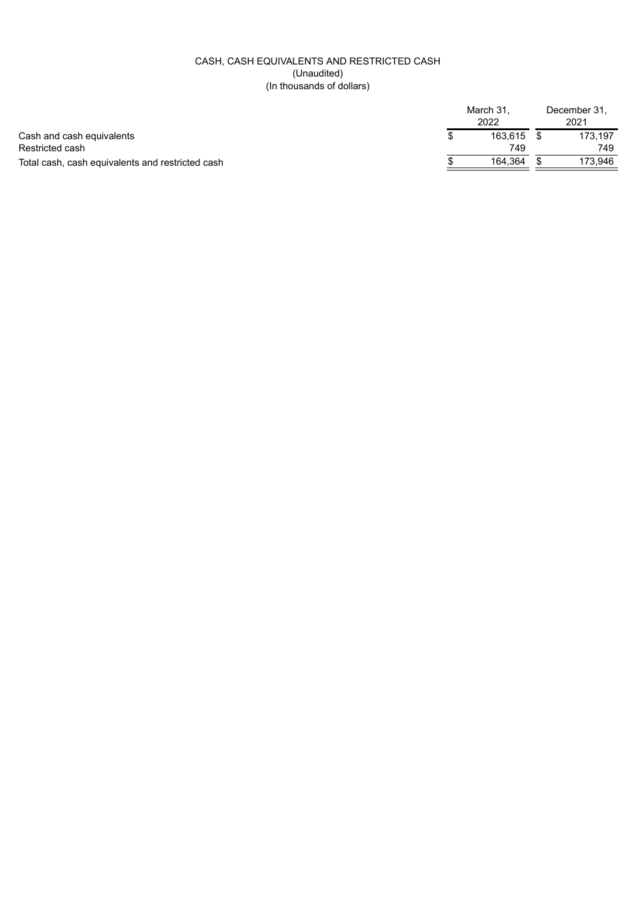CASH, CASH EQUIVALENTS AND RESTRICTED CASH
(Unaudited)
(In thousands of dollars)

| | March 31, 2022 | December 31, 2021 |
|---|---|---|
| Cash and cash equivalents | $ 163,615 | $ 173,197 |
| Restricted cash | 749 | 749 |
| Total cash, cash equivalents and restricted cash | $ 164,364 | $ 173,946 |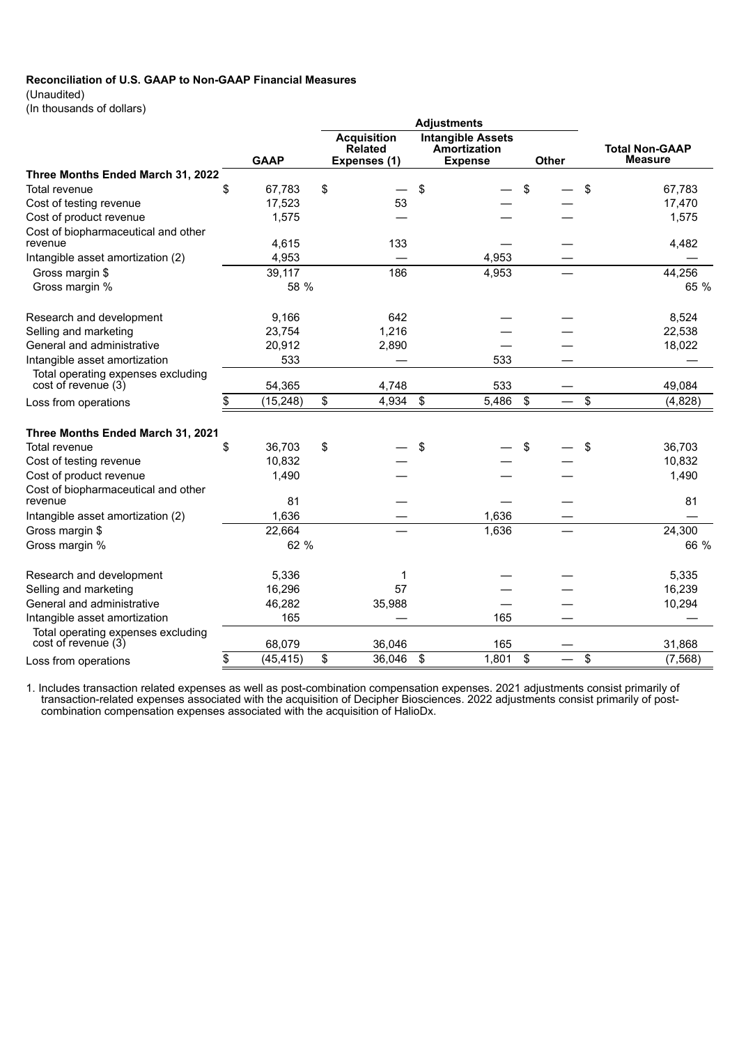**Reconciliation of U.S. GAAP to Non-GAAP Financial Measures**

(Unaudited)

(In thousands of dollars)

| | GAAP | Adjustments: Acquisition Related Expenses (1) | Adjustments: Intangible Assets Amortization Expense | Adjustments: Other | Total Non-GAAP Measure |
|---|---|---|---|---|---|
| **Three Months Ended March 31, 2022** | | | | | |
| Total revenue | $ 67,783 | $ — | $ — | $ — | $ 67,783 |
| Cost of testing revenue | 17,523 | 53 | — | — | 17,470 |
| Cost of product revenue | 1,575 | — | — | — | 1,575 |
| Cost of biopharmaceutical and other revenue | 4,615 | 133 | — | — | 4,482 |
| Intangible asset amortization (2) | 4,953 | — | 4,953 | — | — |
| Gross margin $ | 39,117 | 186 | 4,953 | — | 44,256 |
| Gross margin % | 58 % | | | | 65 % |
| Research and development | 9,166 | 642 | — | — | 8,524 |
| Selling and marketing | 23,754 | 1,216 | — | — | 22,538 |
| General and administrative | 20,912 | 2,890 | — | — | 18,022 |
| Intangible asset amortization | 533 | — | 533 | — | — |
| Total operating expenses excluding cost of revenue (3) | 54,365 | 4,748 | 533 | — | 49,084 |
| Loss from operations | $ (15,248) | $ 4,934 | $ 5,486 | $ — | $ (4,828) |
| **Three Months Ended March 31, 2021** | | | | | |
| Total revenue | $ 36,703 | $ — | $ — | $ — | $ 36,703 |
| Cost of testing revenue | 10,832 | — | — | — | 10,832 |
| Cost of product revenue | 1,490 | — | — | — | 1,490 |
| Cost of biopharmaceutical and other revenue | 81 | — | — | — | 81 |
| Intangible asset amortization (2) | 1,636 | — | 1,636 | — | — |
| Gross margin $ | 22,664 | — | 1,636 | — | 24,300 |
| Gross margin % | 62 % | | | | 66 % |
| Research and development | 5,336 | 1 | — | — | 5,335 |
| Selling and marketing | 16,296 | 57 | — | — | 16,239 |
| General and administrative | 46,282 | 35,988 | — | — | 10,294 |
| Intangible asset amortization | 165 | — | 165 | — | — |
| Total operating expenses excluding cost of revenue (3) | 68,079 | 36,046 | 165 | — | 31,868 |
| Loss from operations | $ (45,415) | $ 36,046 | $ 1,801 | $ — | $ (7,568) |

1. Includes transaction related expenses as well as post-combination compensation expenses. 2021 adjustments consist primarily of transaction-related expenses associated with the acquisition of Decipher Biosciences. 2022 adjustments consist primarily of post-combination compensation expenses associated with the acquisition of HalioDx.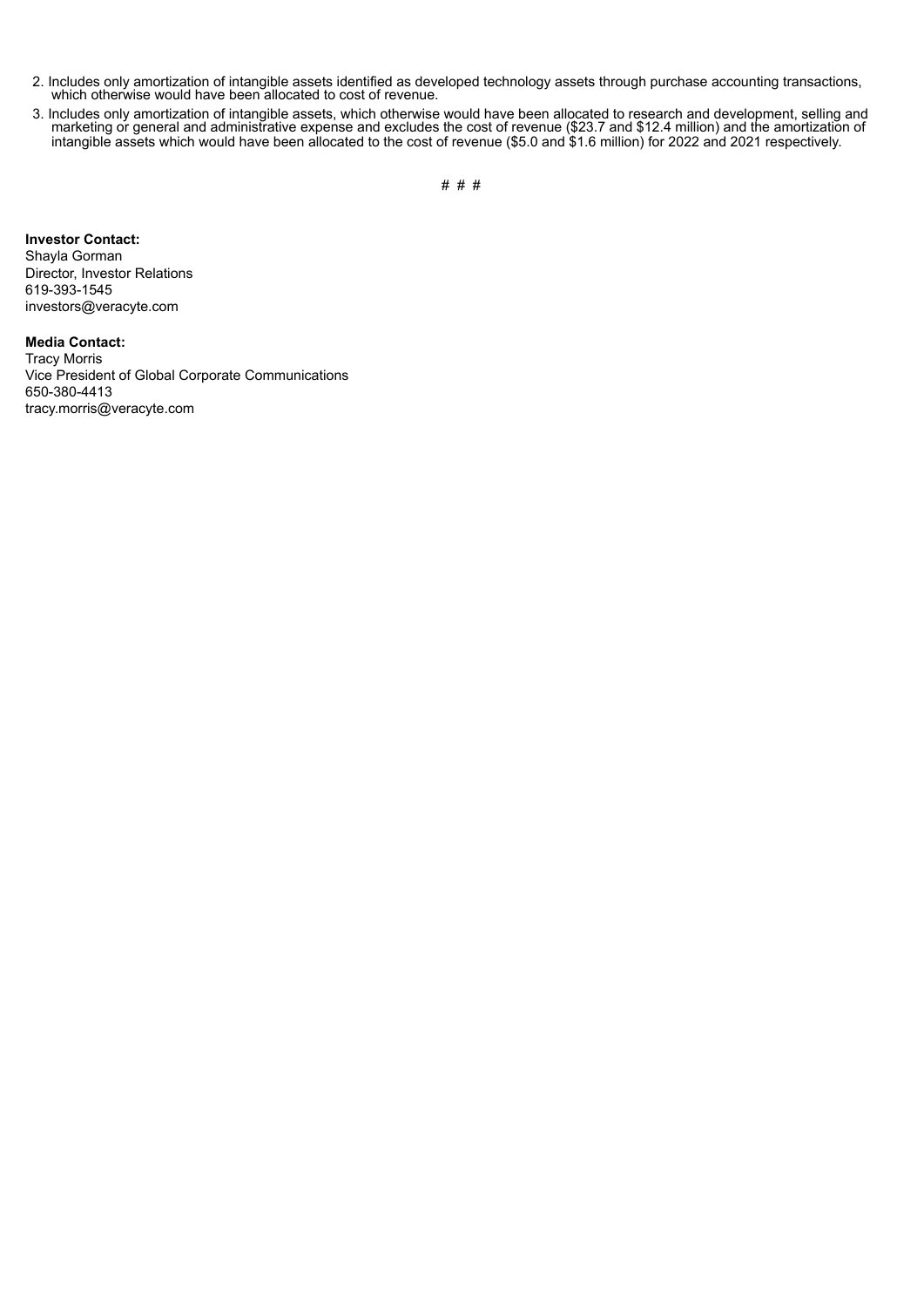2. Includes only amortization of intangible assets identified as developed technology assets through purchase accounting transactions, which otherwise would have been allocated to cost of revenue.

3. Includes only amortization of intangible assets, which otherwise would have been allocated to research and development, selling and marketing or general and administrative expense and excludes the cost of revenue ($23.7 and $12.4 million) and the amortization of intangible assets which would have been allocated to the cost of revenue ($5.0 and $1.6 million) for 2022 and 2021 respectively.

# # #

**Investor Contact:**
Shayla Gorman
Director, Investor Relations
619-393-1545
investors@veracyte.com

**Media Contact:**
Tracy Morris
Vice President of Global Corporate Communications
650-380-4413
tracy.morris@veracyte.com